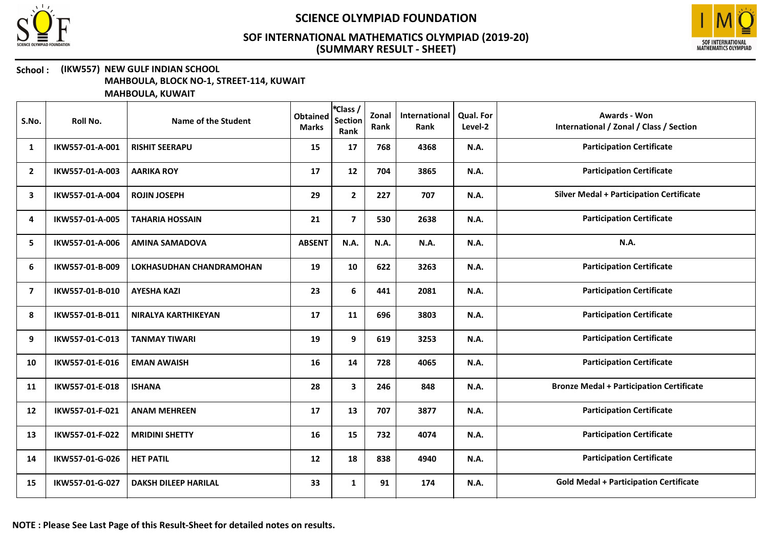# SCIENCE OLYMPIAD FOUNDATION

## SOF INTERNATIONAL MATHEMATICS OLYMPIAD (2019-20)
## (SUMMARY RESULT - SHEET)

**School : (IKW557) NEW GULF INDIAN SCHOOL**
**MAHBOULA, BLOCK NO-1, STREET-114, KUWAIT**
**MAHBOULA, KUWAIT**

| S.No. | Roll No. | Name of the Student | Obtained Marks | *Class / Section Rank | Zonal Rank | International Rank | Qual. For Level-2 | Awards - Won International / Zonal / Class / Section |
|---|---|---|---|---|---|---|---|---|
| 1 | IKW557-01-A-001 | RISHIT SEERAPU | 15 | 17 | 768 | 4368 | N.A. | Participation Certificate |
| 2 | IKW557-01-A-003 | AARIKA ROY | 17 | 12 | 704 | 3865 | N.A. | Participation Certificate |
| 3 | IKW557-01-A-004 | ROJIN JOSEPH | 29 | 2 | 227 | 707 | N.A. | Silver Medal + Participation Certificate |
| 4 | IKW557-01-A-005 | TAHARIA HOSSAIN | 21 | 7 | 530 | 2638 | N.A. | Participation Certificate |
| 5 | IKW557-01-A-006 | AMINA SAMADOVA | ABSENT | N.A. | N.A. | N.A. | N.A. | N.A. |
| 6 | IKW557-01-B-009 | LOKHASUDHAN CHANDRAMOHAN | 19 | 10 | 622 | 3263 | N.A. | Participation Certificate |
| 7 | IKW557-01-B-010 | AYESHA KAZI | 23 | 6 | 441 | 2081 | N.A. | Participation Certificate |
| 8 | IKW557-01-B-011 | NIRALYA KARTHIKEYAN | 17 | 11 | 696 | 3803 | N.A. | Participation Certificate |
| 9 | IKW557-01-C-013 | TANMAY TIWARI | 19 | 9 | 619 | 3253 | N.A. | Participation Certificate |
| 10 | IKW557-01-E-016 | EMAN AWAISH | 16 | 14 | 728 | 4065 | N.A. | Participation Certificate |
| 11 | IKW557-01-E-018 | ISHANA | 28 | 3 | 246 | 848 | N.A. | Bronze Medal + Participation Certificate |
| 12 | IKW557-01-F-021 | ANAM MEHREEN | 17 | 13 | 707 | 3877 | N.A. | Participation Certificate |
| 13 | IKW557-01-F-022 | MRIDINI SHETTY | 16 | 15 | 732 | 4074 | N.A. | Participation Certificate |
| 14 | IKW557-01-G-026 | HET PATIL | 12 | 18 | 838 | 4940 | N.A. | Participation Certificate |
| 15 | IKW557-01-G-027 | DAKSH DILEEP HARILAL | 33 | 1 | 91 | 174 | N.A. | Gold Medal + Participation Certificate |

**NOTE : Please See Last Page of this Result-Sheet for detailed notes on results.**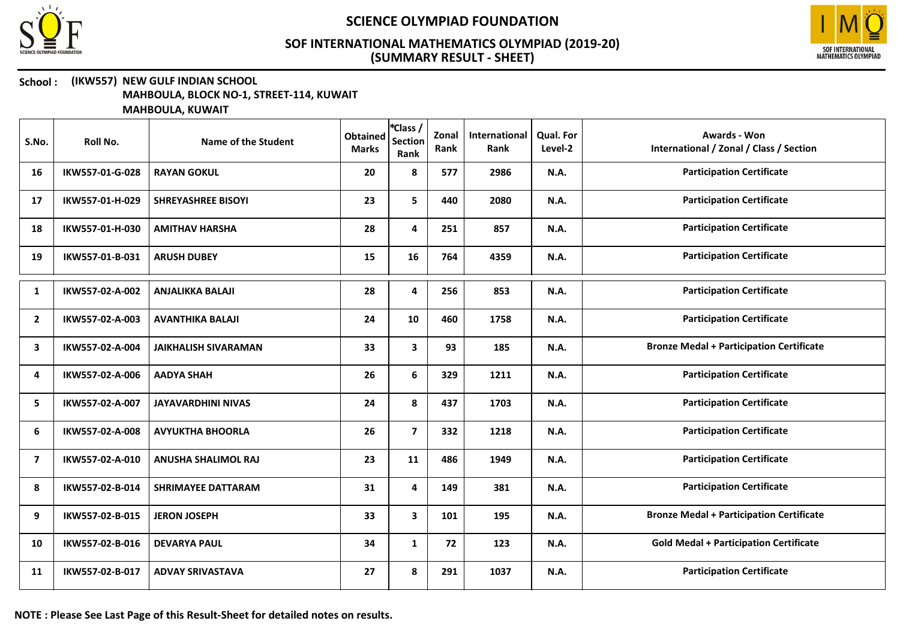School : (IKW557) NEW GULF INDIAN SCHOOL
MAHBOULA, BLOCK NO-1, STREET-114, KUWAIT
MAHBOULA, KUWAIT

| S.No. | Roll No. | Name of the Student | Obtained Marks | *Class / Section Rank | Zonal Rank | International Rank | Qual. For Level-2 | Awards - Won International / Zonal / Class / Section |
|---|---|---|---|---|---|---|---|---|
| 16 | IKW557-01-G-028 | RAYAN GOKUL | 20 | 8 | 577 | 2986 | N.A. | Participation Certificate |
| 17 | IKW557-01-H-029 | SHREYASHREE BISOYI | 23 | 5 | 440 | 2080 | N.A. | Participation Certificate |
| 18 | IKW557-01-H-030 | AMITHAV HARSHA | 28 | 4 | 251 | 857 | N.A. | Participation Certificate |
| 19 | IKW557-01-B-031 | ARUSH DUBEY | 15 | 16 | 764 | 4359 | N.A. | Participation Certificate |
| 1 | IKW557-02-A-002 | ANJALIKKA BALAJI | 28 | 4 | 256 | 853 | N.A. | Participation Certificate |
| 2 | IKW557-02-A-003 | AVANTHIKA BALAJI | 24 | 10 | 460 | 1758 | N.A. | Participation Certificate |
| 3 | IKW557-02-A-004 | JAIKHALISH SIVARAMAN | 33 | 3 | 93 | 185 | N.A. | Bronze Medal + Participation Certificate |
| 4 | IKW557-02-A-006 | AADYA SHAH | 26 | 6 | 329 | 1211 | N.A. | Participation Certificate |
| 5 | IKW557-02-A-007 | JAYAVARDHINI NIVAS | 24 | 8 | 437 | 1703 | N.A. | Participation Certificate |
| 6 | IKW557-02-A-008 | AVYUKTHA BHOORLA | 26 | 7 | 332 | 1218 | N.A. | Participation Certificate |
| 7 | IKW557-02-A-010 | ANUSHA SHALIMOL RAJ | 23 | 11 | 486 | 1949 | N.A. | Participation Certificate |
| 8 | IKW557-02-B-014 | SHRIMAYEE DATTARAM | 31 | 4 | 149 | 381 | N.A. | Participation Certificate |
| 9 | IKW557-02-B-015 | JERON JOSEPH | 33 | 3 | 101 | 195 | N.A. | Bronze Medal + Participation Certificate |
| 10 | IKW557-02-B-016 | DEVARYA PAUL | 34 | 1 | 72 | 123 | N.A. | Gold Medal + Participation Certificate |
| 11 | IKW557-02-B-017 | ADVAY SRIVASTAVA | 27 | 8 | 291 | 1037 | N.A. | Participation Certificate |

**NOTE : Please See Last Page of this Result-Sheet for detailed notes on results.**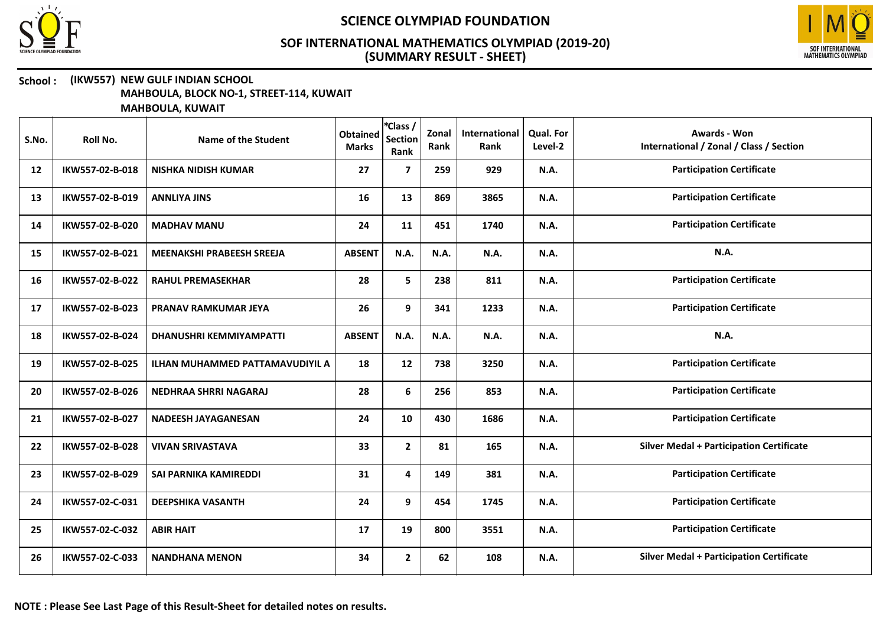# SCIENCE OLYMPIAD FOUNDATION

## SOF INTERNATIONAL MATHEMATICS OLYMPIAD (2019-20)
## (SUMMARY RESULT - SHEET)

**School :** **(IKW557) NEW GULF INDIAN SCHOOL**
**MAHBOULA, BLOCK NO-1, STREET-114, KUWAIT**
**MAHBOULA, KUWAIT**

| S.No. | Roll No. | Name of the Student | Obtained Marks | *Class / Section Rank | Zonal Rank | International Rank | Qual. For Level-2 | Awards - Won International / Zonal / Class / Section |
|---|---|---|---|---|---|---|---|---|
| 12 | IKW557-02-B-018 | NISHKA NIDISH KUMAR | 27 | 7 | 259 | 929 | N.A. | Participation Certificate |
| 13 | IKW557-02-B-019 | ANNLIYA JINS | 16 | 13 | 869 | 3865 | N.A. | Participation Certificate |
| 14 | IKW557-02-B-020 | MADHAV MANU | 24 | 11 | 451 | 1740 | N.A. | Participation Certificate |
| 15 | IKW557-02-B-021 | MEENAKSHI PRABEESH SREEJA | ABSENT | N.A. | N.A. | N.A. | N.A. | N.A. |
| 16 | IKW557-02-B-022 | RAHUL PREMASEKHAR | 28 | 5 | 238 | 811 | N.A. | Participation Certificate |
| 17 | IKW557-02-B-023 | PRANAV RAMKUMAR JEYA | 26 | 9 | 341 | 1233 | N.A. | Participation Certificate |
| 18 | IKW557-02-B-024 | DHANUSHRI KEMMIYAMPATTI | ABSENT | N.A. | N.A. | N.A. | N.A. | N.A. |
| 19 | IKW557-02-B-025 | ILHAN MUHAMMED PATTAMAVUDIYIL A | 18 | 12 | 738 | 3250 | N.A. | Participation Certificate |
| 20 | IKW557-02-B-026 | NEDHRAA SHRRI NAGARAJ | 28 | 6 | 256 | 853 | N.A. | Participation Certificate |
| 21 | IKW557-02-B-027 | NADEESH JAYAGANESAN | 24 | 10 | 430 | 1686 | N.A. | Participation Certificate |
| 22 | IKW557-02-B-028 | VIVAN SRIVASTAVA | 33 | 2 | 81 | 165 | N.A. | Silver Medal + Participation Certificate |
| 23 | IKW557-02-B-029 | SAI PARNIKA KAMIREDDI | 31 | 4 | 149 | 381 | N.A. | Participation Certificate |
| 24 | IKW557-02-C-031 | DEEPSHIKA VASANTH | 24 | 9 | 454 | 1745 | N.A. | Participation Certificate |
| 25 | IKW557-02-C-032 | ABIR HAIT | 17 | 19 | 800 | 3551 | N.A. | Participation Certificate |
| 26 | IKW557-02-C-033 | NANDHANA MENON | 34 | 2 | 62 | 108 | N.A. | Silver Medal + Participation Certificate |

**NOTE : Please See Last Page of this Result-Sheet for detailed notes on results.**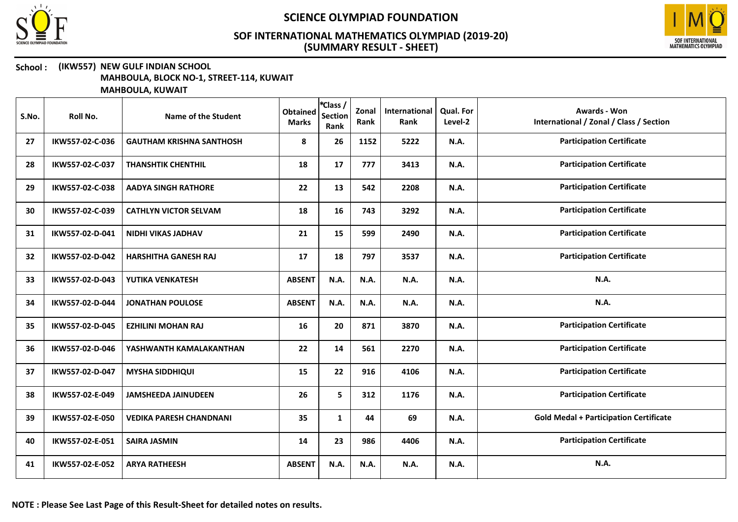# SCIENCE OLYMPIAD FOUNDATION

## SOF INTERNATIONAL MATHEMATICS OLYMPIAD (2019-20)
## (SUMMARY RESULT - SHEET)

**School : (IKW557) NEW GULF INDIAN SCHOOL**
**MAHBOULA, BLOCK NO-1, STREET-114, KUWAIT**
**MAHBOULA, KUWAIT**

| S.No. | Roll No. | Name of the Student | Obtained Marks | *Class / Section Rank | Zonal Rank | International Rank | Qual. For Level-2 | Awards - Won International / Zonal / Class / Section |
|---|---|---|---|---|---|---|---|---|
| 27 | IKW557-02-C-036 | GAUTHAM KRISHNA SANTHOSH | 8 | 26 | 1152 | 5222 | N.A. | Participation Certificate |
| 28 | IKW557-02-C-037 | THANSHTIK CHENTHIL | 18 | 17 | 777 | 3413 | N.A. | Participation Certificate |
| 29 | IKW557-02-C-038 | AADYA SINGH RATHORE | 22 | 13 | 542 | 2208 | N.A. | Participation Certificate |
| 30 | IKW557-02-C-039 | CATHLYN VICTOR SELVAM | 18 | 16 | 743 | 3292 | N.A. | Participation Certificate |
| 31 | IKW557-02-D-041 | NIDHI VIKAS JADHAV | 21 | 15 | 599 | 2490 | N.A. | Participation Certificate |
| 32 | IKW557-02-D-042 | HARSHITHA GANESH RAJ | 17 | 18 | 797 | 3537 | N.A. | Participation Certificate |
| 33 | IKW557-02-D-043 | YUTIKA VENKATESH | ABSENT | N.A. | N.A. | N.A. | N.A. | N.A. |
| 34 | IKW557-02-D-044 | JONATHAN POULOSE | ABSENT | N.A. | N.A. | N.A. | N.A. | N.A. |
| 35 | IKW557-02-D-045 | EZHILINI MOHAN RAJ | 16 | 20 | 871 | 3870 | N.A. | Participation Certificate |
| 36 | IKW557-02-D-046 | YASHWANTH KAMALAKANTHAN | 22 | 14 | 561 | 2270 | N.A. | Participation Certificate |
| 37 | IKW557-02-D-047 | MYSHA SIDDHIQUI | 15 | 22 | 916 | 4106 | N.A. | Participation Certificate |
| 38 | IKW557-02-E-049 | JAMSHEEDA JAINUDEEN | 26 | 5 | 312 | 1176 | N.A. | Participation Certificate |
| 39 | IKW557-02-E-050 | VEDIKA PARESH CHANDNANI | 35 | 1 | 44 | 69 | N.A. | Gold Medal + Participation Certificate |
| 40 | IKW557-02-E-051 | SAIRA JASMIN | 14 | 23 | 986 | 4406 | N.A. | Participation Certificate |
| 41 | IKW557-02-E-052 | ARYA RATHEESH | ABSENT | N.A. | N.A. | N.A. | N.A. | N.A. |

**NOTE : Please See Last Page of this Result-Sheet for detailed notes on results.**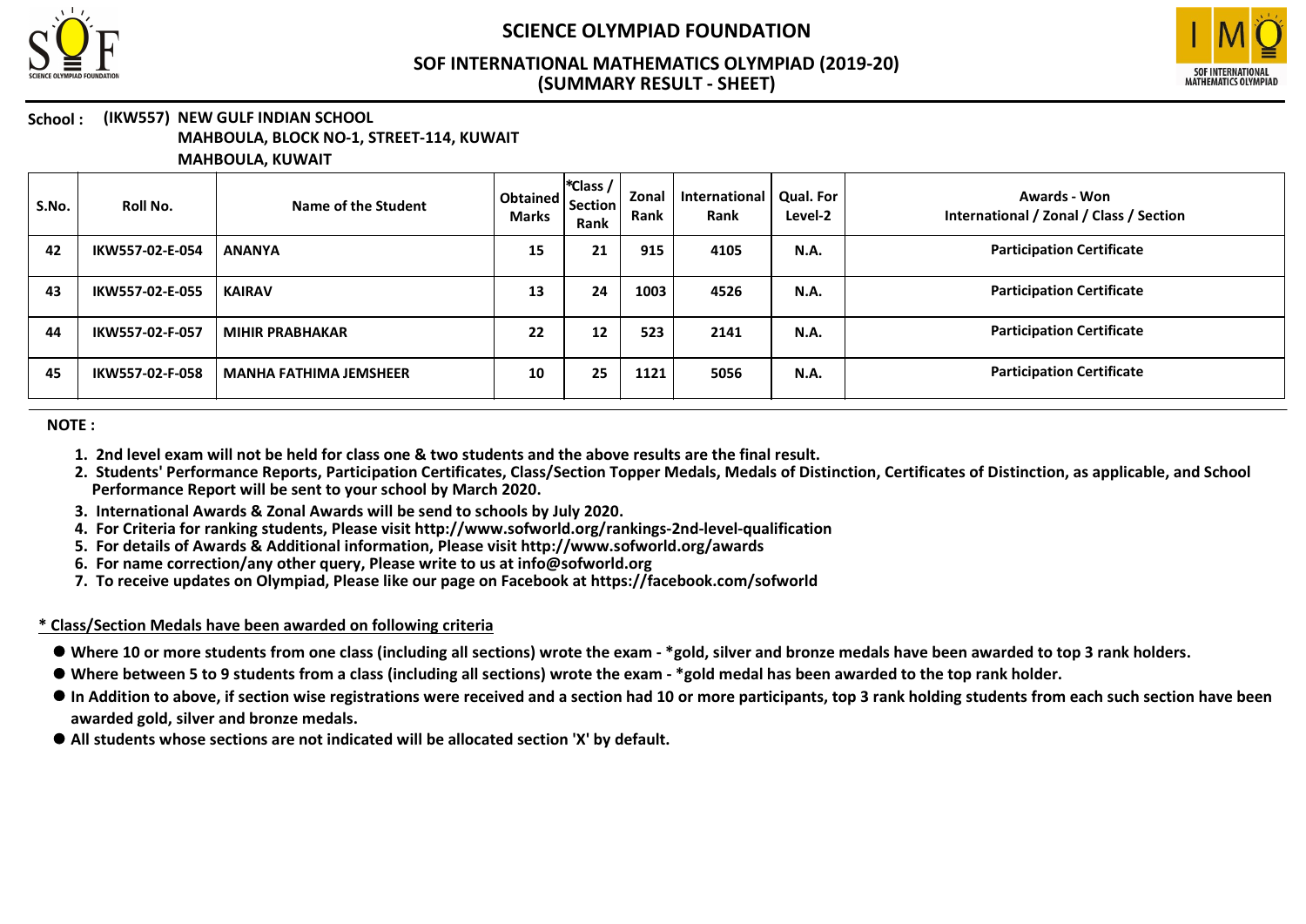# SCIENCE OLYMPIAD FOUNDATION

## SOF INTERNATIONAL MATHEMATICS OLYMPIAD (2019-20)
## (SUMMARY RESULT - SHEET)

**School : (IKW557) NEW GULF INDIAN SCHOOL**
**MAHBOULA, BLOCK NO-1, STREET-114, KUWAIT**
**MAHBOULA, KUWAIT**

| S.No. | Roll No. | Name of the Student | Obtained Marks | *Class / Section Rank | Zonal Rank | International Rank | Qual. For Level-2 | Awards - Won International / Zonal / Class / Section |
|---|---|---|---|---|---|---|---|---|
| 42 | IKW557-02-E-054 | ANANYA | 15 | 21 | 915 | 4105 | N.A. | Participation Certificate |
| 43 | IKW557-02-E-055 | KAIRAV | 13 | 24 | 1003 | 4526 | N.A. | Participation Certificate |
| 44 | IKW557-02-F-057 | MIHIR PRABHAKAR | 22 | 12 | 523 | 2141 | N.A. | Participation Certificate |
| 45 | IKW557-02-F-058 | MANHA FATHIMA JEMSHEER | 10 | 25 | 1121 | 5056 | N.A. | Participation Certificate |

**NOTE :**

1. **2nd level exam will not be held for class one & two students and the above results are the final result.**
2. **Students' Performance Reports, Participation Certificates, Class/Section Topper Medals, Medals of Distinction, Certificates of Distinction, as applicable, and School Performance Report will be sent to your school by March 2020.**
3. **International Awards & Zonal Awards will be send to schools by July 2020.**
4. **For Criteria for ranking students, Please visit http://www.sofworld.org/rankings-2nd-level-qualification**
5. **For details of Awards & Additional information, Please visit http://www.sofworld.org/awards**
6. **For name correction/any other query, Please write to us at info@sofworld.org**
7. **To receive updates on Olympiad, Please like our page on Facebook at https://facebook.com/sofworld**

**\* Class/Section Medals have been awarded on following criteria**

- **Where 10 or more students from one class (including all sections) wrote the exam - *gold, silver and bronze medals have been awarded to top 3 rank holders.**
- **Where between 5 to 9 students from a class (including all sections) wrote the exam - *gold medal has been awarded to the top rank holder.**
- **In Addition to above, if section wise registrations were received and a section had 10 or more participants, top 3 rank holding students from each such section have been awarded gold, silver and bronze medals.**
- **All students whose sections are not indicated will be allocated section 'X' by default.**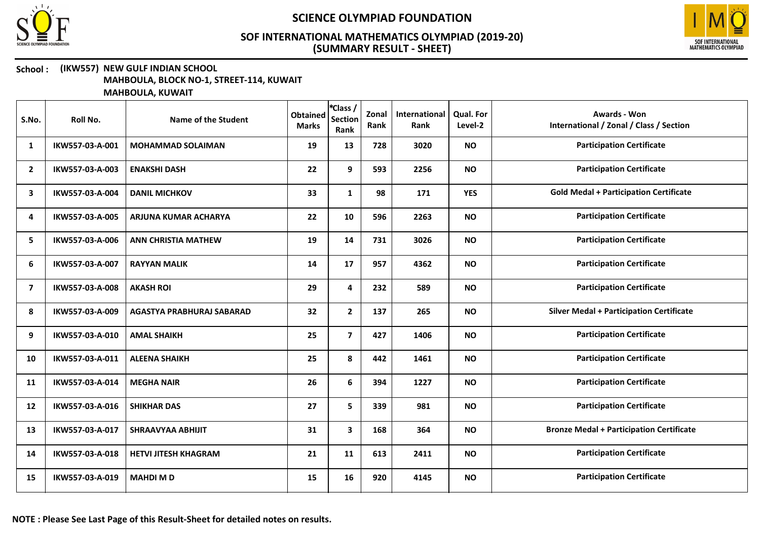# SCIENCE OLYMPIAD FOUNDATION

## SOF INTERNATIONAL MATHEMATICS OLYMPIAD (2019-20)
## (SUMMARY RESULT - SHEET)

**School : (IKW557) NEW GULF INDIAN SCHOOL**
**MAHBOULA, BLOCK NO-1, STREET-114, KUWAIT**
**MAHBOULA, KUWAIT**

| S.No. | Roll No. | Name of the Student | Obtained Marks | *Class / Section Rank | Zonal Rank | International Rank | Qual. For Level-2 | Awards - Won International / Zonal / Class / Section |
|---|---|---|---|---|---|---|---|---|
| 1 | IKW557-03-A-001 | MOHAMMAD SOLAIMAN | 19 | 13 | 728 | 3020 | NO | Participation Certificate |
| 2 | IKW557-03-A-003 | ENAKSHI DASH | 22 | 9 | 593 | 2256 | NO | Participation Certificate |
| 3 | IKW557-03-A-004 | DANIL MICHKOV | 33 | 1 | 98 | 171 | YES | Gold Medal + Participation Certificate |
| 4 | IKW557-03-A-005 | ARJUNA KUMAR ACHARYA | 22 | 10 | 596 | 2263 | NO | Participation Certificate |
| 5 | IKW557-03-A-006 | ANN CHRISTIA MATHEW | 19 | 14 | 731 | 3026 | NO | Participation Certificate |
| 6 | IKW557-03-A-007 | RAYYAN MALIK | 14 | 17 | 957 | 4362 | NO | Participation Certificate |
| 7 | IKW557-03-A-008 | AKASH ROI | 29 | 4 | 232 | 589 | NO | Participation Certificate |
| 8 | IKW557-03-A-009 | AGASTYA PRABHURAJ SABARAD | 32 | 2 | 137 | 265 | NO | Silver Medal + Participation Certificate |
| 9 | IKW557-03-A-010 | AMAL SHAIKH | 25 | 7 | 427 | 1406 | NO | Participation Certificate |
| 10 | IKW557-03-A-011 | ALEENA SHAIKH | 25 | 8 | 442 | 1461 | NO | Participation Certificate |
| 11 | IKW557-03-A-014 | MEGHA NAIR | 26 | 6 | 394 | 1227 | NO | Participation Certificate |
| 12 | IKW557-03-A-016 | SHIKHAR DAS | 27 | 5 | 339 | 981 | NO | Participation Certificate |
| 13 | IKW557-03-A-017 | SHRAAVYAA ABHIJIT | 31 | 3 | 168 | 364 | NO | Bronze Medal + Participation Certificate |
| 14 | IKW557-03-A-018 | HETVI JITESH KHAGRAM | 21 | 11 | 613 | 2411 | NO | Participation Certificate |
| 15 | IKW557-03-A-019 | MAHDI M D | 15 | 16 | 920 | 4145 | NO | Participation Certificate |

**NOTE : Please See Last Page of this Result-Sheet for detailed notes on results.**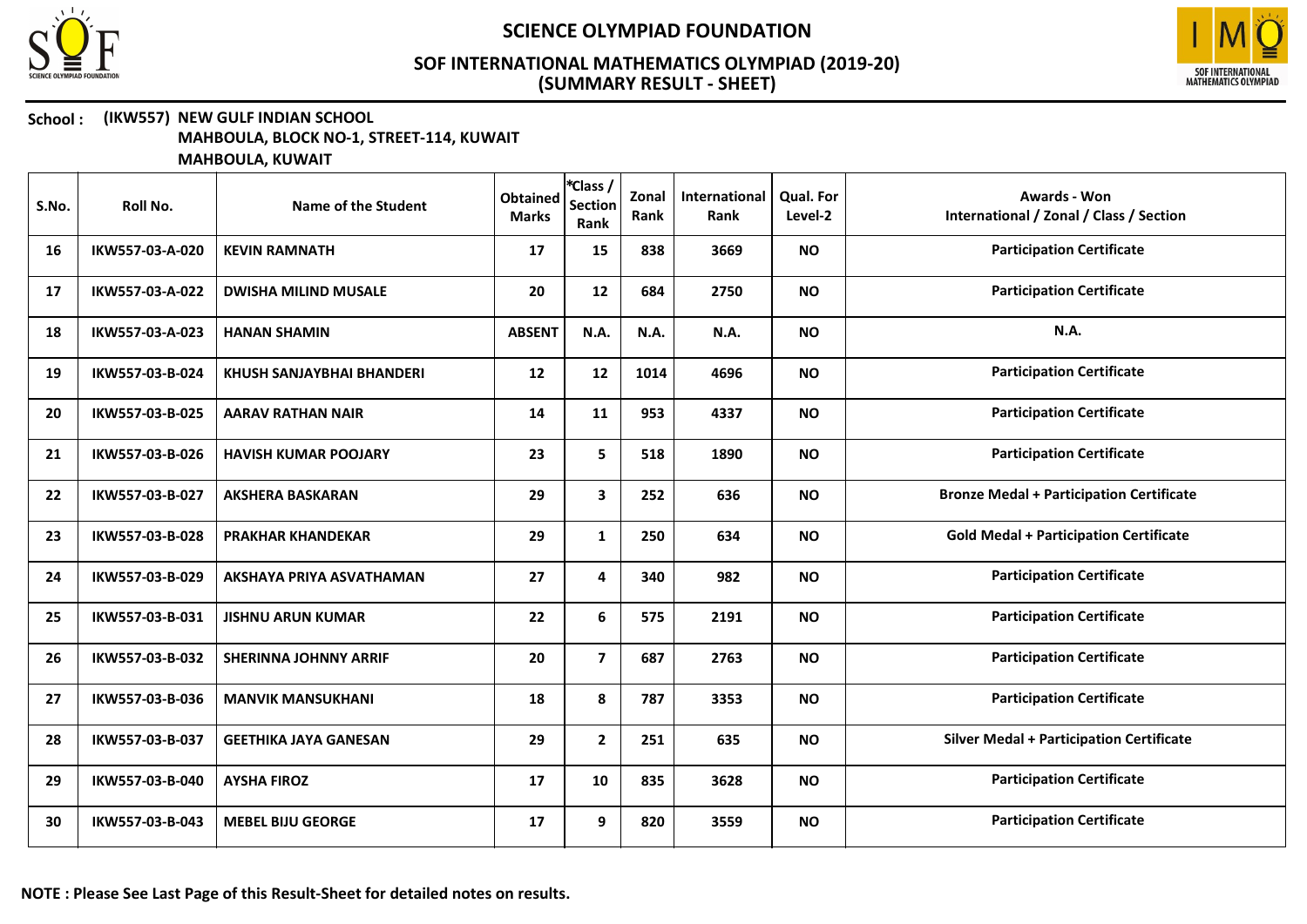# SCIENCE OLYMPIAD FOUNDATION

## SOF INTERNATIONAL MATHEMATICS OLYMPIAD (2019-20)
## (SUMMARY RESULT - SHEET)

**School : (IKW557) NEW GULF INDIAN SCHOOL**
**MAHBOULA, BLOCK NO-1, STREET-114, KUWAIT**
**MAHBOULA, KUWAIT**

| S.No. | Roll No. | Name of the Student | Obtained Marks | *Class / Section Rank | Zonal Rank | International Rank | Qual. For Level-2 | Awards - Won International / Zonal / Class / Section |
|---|---|---|---|---|---|---|---|---|
| 16 | IKW557-03-A-020 | KEVIN RAMNATH | 17 | 15 | 838 | 3669 | NO | Participation Certificate |
| 17 | IKW557-03-A-022 | DWISHA MILIND MUSALE | 20 | 12 | 684 | 2750 | NO | Participation Certificate |
| 18 | IKW557-03-A-023 | HANAN SHAMIN | ABSENT | N.A. | N.A. | N.A. | NO | N.A. |
| 19 | IKW557-03-B-024 | KHUSH SANJAYBHAI BHANDERI | 12 | 12 | 1014 | 4696 | NO | Participation Certificate |
| 20 | IKW557-03-B-025 | AARAV RATHAN NAIR | 14 | 11 | 953 | 4337 | NO | Participation Certificate |
| 21 | IKW557-03-B-026 | HAVISH KUMAR POOJARY | 23 | 5 | 518 | 1890 | NO | Participation Certificate |
| 22 | IKW557-03-B-027 | AKSHERA BASKARAN | 29 | 3 | 252 | 636 | NO | Bronze Medal + Participation Certificate |
| 23 | IKW557-03-B-028 | PRAKHAR KHANDEKAR | 29 | 1 | 250 | 634 | NO | Gold Medal + Participation Certificate |
| 24 | IKW557-03-B-029 | AKSHAYA PRIYA ASVATHAMAN | 27 | 4 | 340 | 982 | NO | Participation Certificate |
| 25 | IKW557-03-B-031 | JISHNU ARUN KUMAR | 22 | 6 | 575 | 2191 | NO | Participation Certificate |
| 26 | IKW557-03-B-032 | SHERINNA JOHNNY ARRIF | 20 | 7 | 687 | 2763 | NO | Participation Certificate |
| 27 | IKW557-03-B-036 | MANVIK MANSUKHANI | 18 | 8 | 787 | 3353 | NO | Participation Certificate |
| 28 | IKW557-03-B-037 | GEETHIKA JAYA GANESAN | 29 | 2 | 251 | 635 | NO | Silver Medal + Participation Certificate |
| 29 | IKW557-03-B-040 | AYSHA FIROZ | 17 | 10 | 835 | 3628 | NO | Participation Certificate |
| 30 | IKW557-03-B-043 | MEBEL BIJU GEORGE | 17 | 9 | 820 | 3559 | NO | Participation Certificate |

**NOTE : Please See Last Page of this Result-Sheet for detailed notes on results.**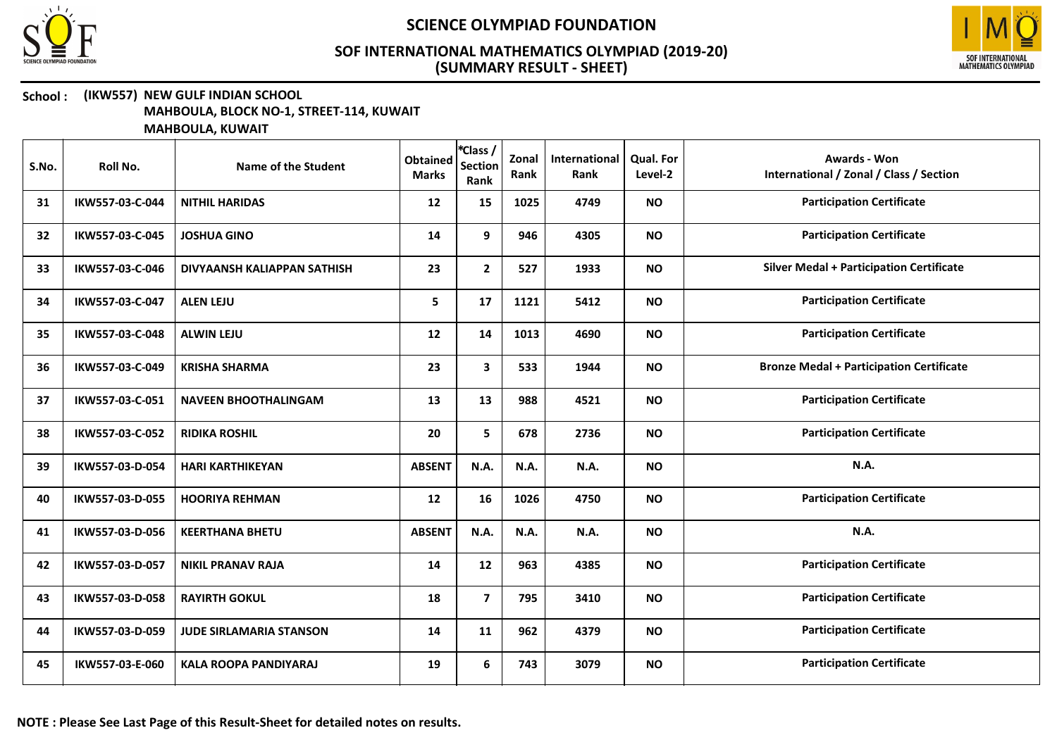# SCIENCE OLYMPIAD FOUNDATION

## SOF INTERNATIONAL MATHEMATICS OLYMPIAD (2019-20)
## (SUMMARY RESULT - SHEET)

**School : (IKW557) NEW GULF INDIAN SCHOOL**
**MAHBOULA, BLOCK NO-1, STREET-114, KUWAIT**
**MAHBOULA, KUWAIT**

| S.No. | Roll No. | Name of the Student | Obtained Marks | *Class / Section Rank | Zonal Rank | International Rank | Qual. For Level-2 | Awards - Won International / Zonal / Class / Section |
|---|---|---|---|---|---|---|---|---|
| 31 | IKW557-03-C-044 | NITHIL HARIDAS | 12 | 15 | 1025 | 4749 | NO | Participation Certificate |
| 32 | IKW557-03-C-045 | JOSHUA GINO | 14 | 9 | 946 | 4305 | NO | Participation Certificate |
| 33 | IKW557-03-C-046 | DIVYAANSH KALIAPPAN SATHISH | 23 | 2 | 527 | 1933 | NO | Silver Medal + Participation Certificate |
| 34 | IKW557-03-C-047 | ALEN LEJU | 5 | 17 | 1121 | 5412 | NO | Participation Certificate |
| 35 | IKW557-03-C-048 | ALWIN LEJU | 12 | 14 | 1013 | 4690 | NO | Participation Certificate |
| 36 | IKW557-03-C-049 | KRISHA SHARMA | 23 | 3 | 533 | 1944 | NO | Bronze Medal + Participation Certificate |
| 37 | IKW557-03-C-051 | NAVEEN BHOOTHALINGAM | 13 | 13 | 988 | 4521 | NO | Participation Certificate |
| 38 | IKW557-03-C-052 | RIDIKA ROSHIL | 20 | 5 | 678 | 2736 | NO | Participation Certificate |
| 39 | IKW557-03-D-054 | HARI KARTHIKEYAN | ABSENT | N.A. | N.A. | N.A. | NO | N.A. |
| 40 | IKW557-03-D-055 | HOORIYA REHMAN | 12 | 16 | 1026 | 4750 | NO | Participation Certificate |
| 41 | IKW557-03-D-056 | KEERTHANA BHETU | ABSENT | N.A. | N.A. | N.A. | NO | N.A. |
| 42 | IKW557-03-D-057 | NIKIL PRANAV RAJA | 14 | 12 | 963 | 4385 | NO | Participation Certificate |
| 43 | IKW557-03-D-058 | RAYIRTH GOKUL | 18 | 7 | 795 | 3410 | NO | Participation Certificate |
| 44 | IKW557-03-D-059 | JUDE SIRLAMARIA STANSON | 14 | 11 | 962 | 4379 | NO | Participation Certificate |
| 45 | IKW557-03-E-060 | KALA ROOPA PANDIYARAJ | 19 | 6 | 743 | 3079 | NO | Participation Certificate |

**NOTE : Please See Last Page of this Result-Sheet for detailed notes on results.**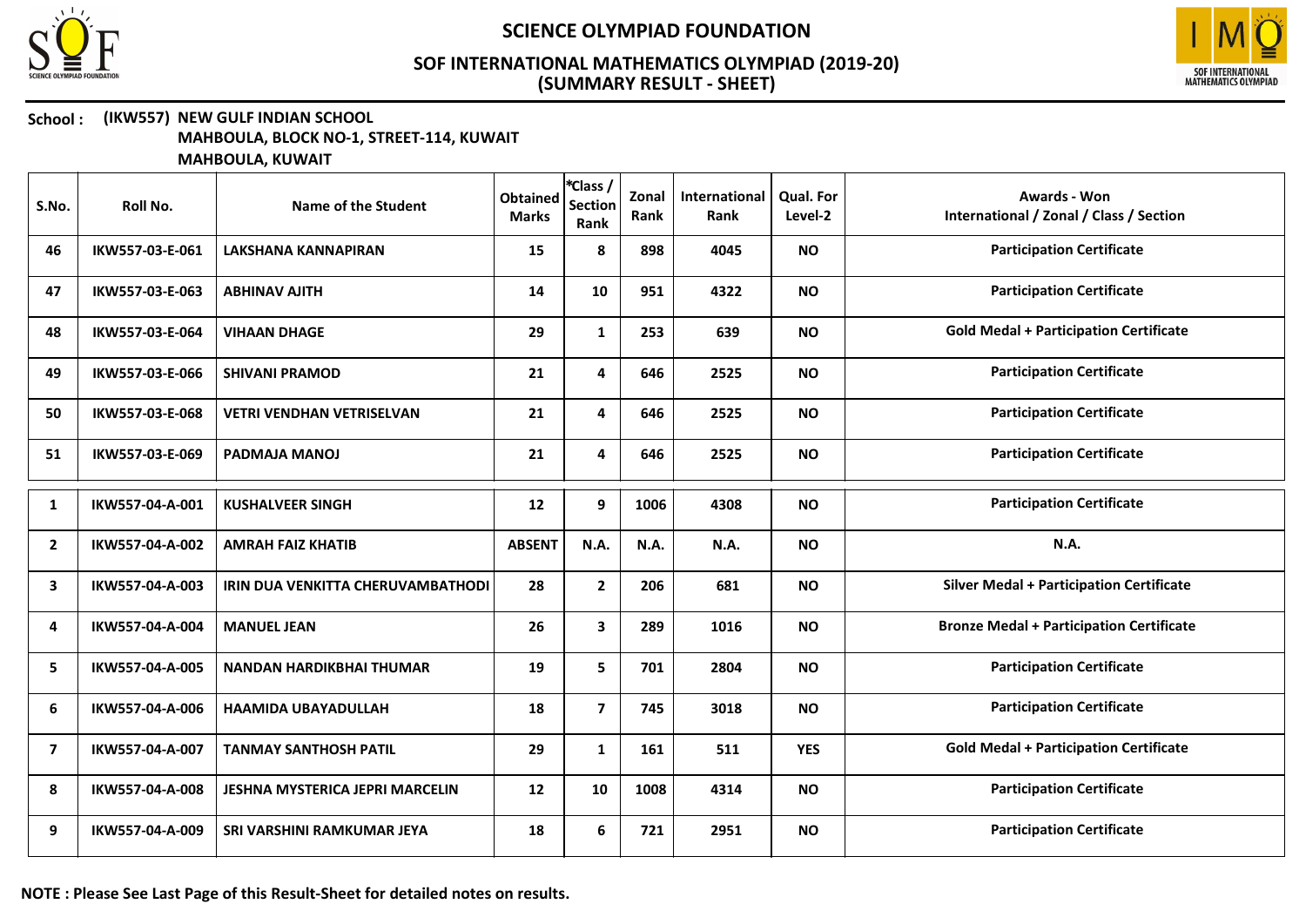# SCIENCE OLYMPIAD FOUNDATION

## SOF INTERNATIONAL MATHEMATICS OLYMPIAD (2019-20)
## (SUMMARY RESULT - SHEET)

**School : (IKW557) NEW GULF INDIAN SCHOOL**
**MAHBOULA, BLOCK NO-1, STREET-114, KUWAIT**
**MAHBOULA, KUWAIT**

| S.No. | Roll No. | Name of the Student | Obtained Marks | *Class / Section Rank | Zonal Rank | International Rank | Qual. For Level-2 | Awards - Won International / Zonal / Class / Section |
|---|---|---|---|---|---|---|---|---|
| 46 | IKW557-03-E-061 | LAKSHANA KANNAPIRAN | 15 | 8 | 898 | 4045 | NO | Participation Certificate |
| 47 | IKW557-03-E-063 | ABHINAV AJITH | 14 | 10 | 951 | 4322 | NO | Participation Certificate |
| 48 | IKW557-03-E-064 | VIHAAN DHAGE | 29 | 1 | 253 | 639 | NO | Gold Medal + Participation Certificate |
| 49 | IKW557-03-E-066 | SHIVANI PRAMOD | 21 | 4 | 646 | 2525 | NO | Participation Certificate |
| 50 | IKW557-03-E-068 | VETRI VENDHAN VETRISELVAN | 21 | 4 | 646 | 2525 | NO | Participation Certificate |
| 51 | IKW557-03-E-069 | PADMAJA MANOJ | 21 | 4 | 646 | 2525 | NO | Participation Certificate |
| 1 | IKW557-04-A-001 | KUSHALVEER SINGH | 12 | 9 | 1006 | 4308 | NO | Participation Certificate |
| 2 | IKW557-04-A-002 | AMRAH FAIZ KHATIB | ABSENT | N.A. | N.A. | N.A. | NO | N.A. |
| 3 | IKW557-04-A-003 | IRIN DUA VENKITTA CHERUVAMBATHODI | 28 | 2 | 206 | 681 | NO | Silver Medal + Participation Certificate |
| 4 | IKW557-04-A-004 | MANUEL JEAN | 26 | 3 | 289 | 1016 | NO | Bronze Medal + Participation Certificate |
| 5 | IKW557-04-A-005 | NANDAN HARDIKBHAI THUMAR | 19 | 5 | 701 | 2804 | NO | Participation Certificate |
| 6 | IKW557-04-A-006 | HAAMIDA UBAYADULLAH | 18 | 7 | 745 | 3018 | NO | Participation Certificate |
| 7 | IKW557-04-A-007 | TANMAY SANTHOSH PATIL | 29 | 1 | 161 | 511 | YES | Gold Medal + Participation Certificate |
| 8 | IKW557-04-A-008 | JESHNA MYSTERICA JEPRI MARCELIN | 12 | 10 | 1008 | 4314 | NO | Participation Certificate |
| 9 | IKW557-04-A-009 | SRI VARSHINI RAMKUMAR JEYA | 18 | 6 | 721 | 2951 | NO | Participation Certificate |

**NOTE : Please See Last Page of this Result-Sheet for detailed notes on results.**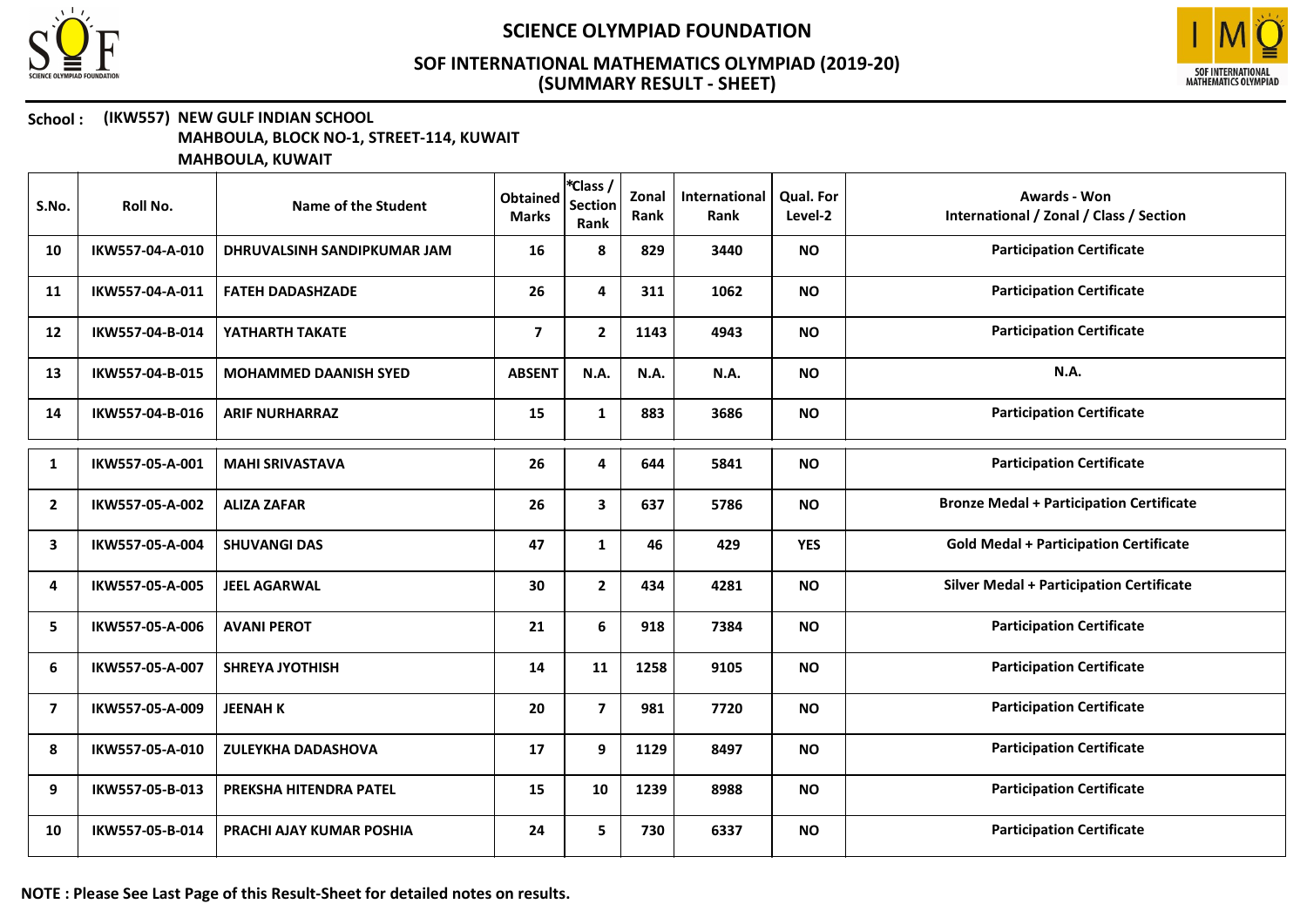# SCIENCE OLYMPIAD FOUNDATION

## SOF INTERNATIONAL MATHEMATICS OLYMPIAD (2019-20)
## (SUMMARY RESULT - SHEET)

**School :** (IKW557) NEW GULF INDIAN SCHOOL
MAHBOULA, BLOCK NO-1, STREET-114, KUWAIT
MAHBOULA, KUWAIT

| S.No. | Roll No. | Name of the Student | Obtained Marks | *Class / Section Rank | Zonal Rank | International Rank | Qual. For Level-2 | Awards - Won International / Zonal / Class / Section |
|---|---|---|---|---|---|---|---|---|
| 10 | IKW557-04-A-010 | DHRUVALSINH SANDIPKUMAR JAM | 16 | 8 | 829 | 3440 | NO | Participation Certificate |
| 11 | IKW557-04-A-011 | FATEH DADASHZADE | 26 | 4 | 311 | 1062 | NO | Participation Certificate |
| 12 | IKW557-04-B-014 | YATHARTH TAKATE | 7 | 2 | 1143 | 4943 | NO | Participation Certificate |
| 13 | IKW557-04-B-015 | MOHAMMED DAANISH SYED | ABSENT | N.A. | N.A. | N.A. | NO | N.A. |
| 14 | IKW557-04-B-016 | ARIF NURHARRAZ | 15 | 1 | 883 | 3686 | NO | Participation Certificate |

| S.No. | Roll No. | Name of the Student | Obtained Marks | *Class / Section Rank | Zonal Rank | International Rank | Qual. For Level-2 | Awards - Won International / Zonal / Class / Section |
|---|---|---|---|---|---|---|---|---|
| 1 | IKW557-05-A-001 | MAHI SRIVASTAVA | 26 | 4 | 644 | 5841 | NO | Participation Certificate |
| 2 | IKW557-05-A-002 | ALIZA ZAFAR | 26 | 3 | 637 | 5786 | NO | Bronze Medal + Participation Certificate |
| 3 | IKW557-05-A-004 | SHUVANGI DAS | 47 | 1 | 46 | 429 | YES | Gold Medal + Participation Certificate |
| 4 | IKW557-05-A-005 | JEEL AGARWAL | 30 | 2 | 434 | 4281 | NO | Silver Medal + Participation Certificate |
| 5 | IKW557-05-A-006 | AVANI PEROT | 21 | 6 | 918 | 7384 | NO | Participation Certificate |
| 6 | IKW557-05-A-007 | SHREYA JYOTHISH | 14 | 11 | 1258 | 9105 | NO | Participation Certificate |
| 7 | IKW557-05-A-009 | JEENAH K | 20 | 7 | 981 | 7720 | NO | Participation Certificate |
| 8 | IKW557-05-A-010 | ZULEYKHA DADASHOVA | 17 | 9 | 1129 | 8497 | NO | Participation Certificate |
| 9 | IKW557-05-B-013 | PREKSHA HITENDRA PATEL | 15 | 10 | 1239 | 8988 | NO | Participation Certificate |
| 10 | IKW557-05-B-014 | PRACHI AJAY KUMAR POSHIA | 24 | 5 | 730 | 6337 | NO | Participation Certificate |

**NOTE : Please See Last Page of this Result-Sheet for detailed notes on results.**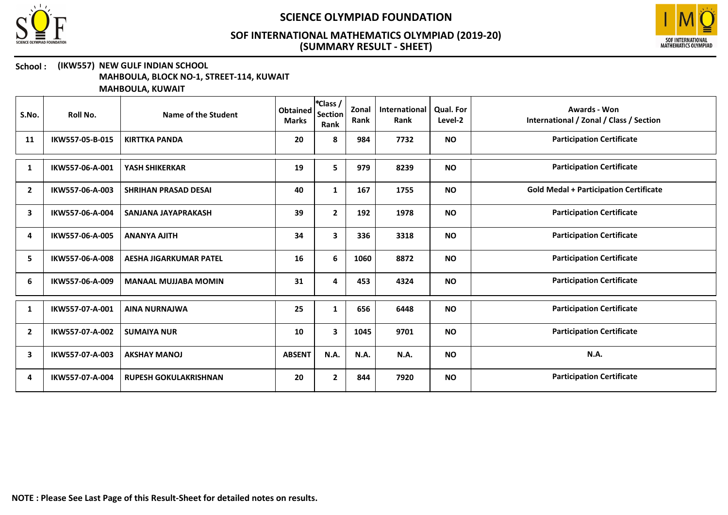# SCIENCE OLYMPIAD FOUNDATION

## SOF INTERNATIONAL MATHEMATICS OLYMPIAD (2019-20)
## (SUMMARY RESULT - SHEET)

**School :** **(IKW557) NEW GULF INDIAN SCHOOL**
**MAHBOULA, BLOCK NO-1, STREET-114, KUWAIT**
**MAHBOULA, KUWAIT**

| S.No. | Roll No. | Name of the Student | Obtained Marks | *Class / Section Rank | Zonal Rank | International Rank | Qual. For Level-2 | Awards - Won International / Zonal / Class / Section |
|---|---|---|---|---|---|---|---|---|
| 11 | IKW557-05-B-015 | KIRTTKA PANDA | 20 | 8 | 984 | 7732 | NO | Participation Certificate |
| 1 | IKW557-06-A-001 | YASH SHIKERKAR | 19 | 5 | 979 | 8239 | NO | Participation Certificate |
| 2 | IKW557-06-A-003 | SHRIHAN PRASAD DESAI | 40 | 1 | 167 | 1755 | NO | Gold Medal + Participation Certificate |
| 3 | IKW557-06-A-004 | SANJANA JAYAPRAKASH | 39 | 2 | 192 | 1978 | NO | Participation Certificate |
| 4 | IKW557-06-A-005 | ANANYA AJITH | 34 | 3 | 336 | 3318 | NO | Participation Certificate |
| 5 | IKW557-06-A-008 | AESHA JIGARKUMAR PATEL | 16 | 6 | 1060 | 8872 | NO | Participation Certificate |
| 6 | IKW557-06-A-009 | MANAAL MUJJABA MOMIN | 31 | 4 | 453 | 4324 | NO | Participation Certificate |
| 1 | IKW557-07-A-001 | AINA NURNAJWA | 25 | 1 | 656 | 6448 | NO | Participation Certificate |
| 2 | IKW557-07-A-002 | SUMAIYA NUR | 10 | 3 | 1045 | 9701 | NO | Participation Certificate |
| 3 | IKW557-07-A-003 | AKSHAY MANOJ | ABSENT | N.A. | N.A. | N.A. | NO | N.A. |
| 4 | IKW557-07-A-004 | RUPESH GOKULAKRISHNAN | 20 | 2 | 844 | 7920 | NO | Participation Certificate |

**NOTE : Please See Last Page of this Result-Sheet for detailed notes on results.**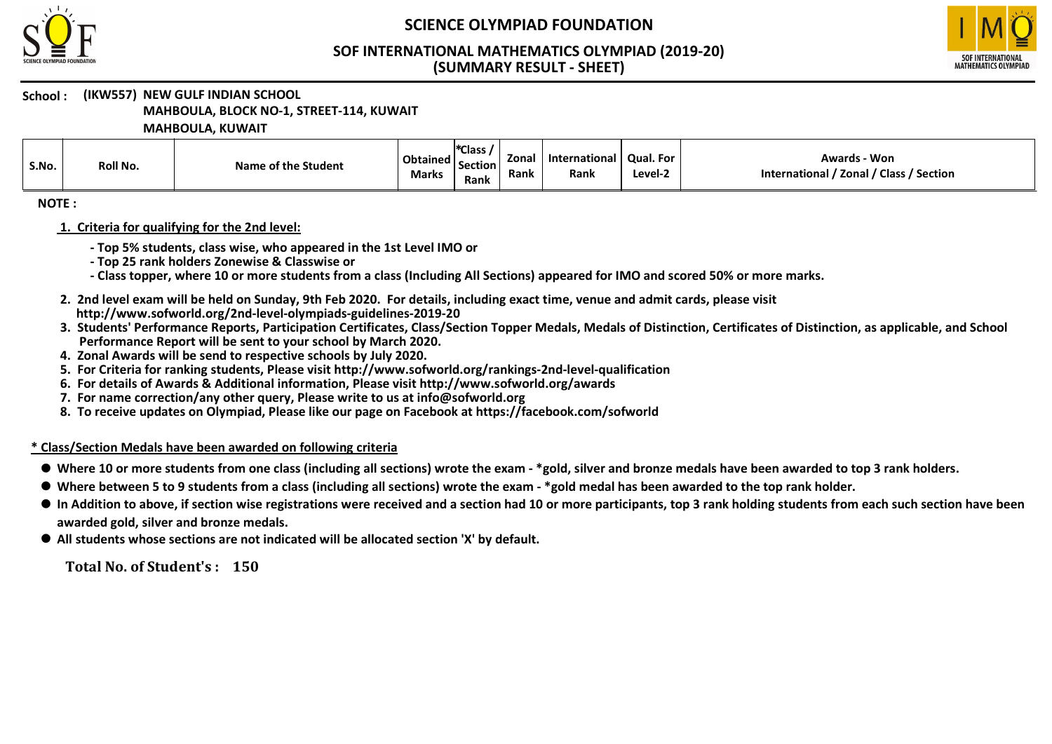# SCIENCE OLYMPIAD FOUNDATION

## SOF INTERNATIONAL MATHEMATICS OLYMPIAD (2019-20)
## (SUMMARY RESULT - SHEET)

**School :** **(IKW557) NEW GULF INDIAN SCHOOL**
**MAHBOULA, BLOCK NO-1, STREET-114, KUWAIT**
**MAHBOULA, KUWAIT**

| S.No. | Roll No. | Name of the Student | Obtained Marks | *Class / Section Rank | Zonal Rank | International Rank | Qual. For Level-2 | Awards - Won International / Zonal / Class / Section |
|---|---|---|---|---|---|---|---|---|

**NOTE :**

1. **Criteria for qualifying for the 2nd level:**
   - **Top 5% students, class wise, who appeared in the 1st Level IMO or**
   - **Top 25 rank holders Zonewise & Classwise or**
   - **Class topper, where 10 or more students from a class (Including All Sections) appeared for IMO and scored 50% or more marks.**
2. **2nd level exam will be held on Sunday, 9th Feb 2020. For details, including exact time, venue and admit cards, please visit http://www.sofworld.org/2nd-level-olympiads-guidelines-2019-20**
3. **Students' Performance Reports, Participation Certificates, Class/Section Topper Medals, Medals of Distinction, Certificates of Distinction, as applicable, and School Performance Report will be sent to your school by March 2020.**
4. **Zonal Awards will be send to respective schools by July 2020.**
5. **For Criteria for ranking students, Please visit http://www.sofworld.org/rankings-2nd-level-qualification**
6. **For details of Awards & Additional information, Please visit http://www.sofworld.org/awards**
7. **For name correction/any other query, Please write to us at info@sofworld.org**
8. **To receive updates on Olympiad, Please like our page on Facebook at https://facebook.com/sofworld**

**\* Class/Section Medals have been awarded on following criteria**

- **Where 10 or more students from one class (including all sections) wrote the exam - *gold, silver and bronze medals have been awarded to top 3 rank holders.**
- **Where between 5 to 9 students from a class (including all sections) wrote the exam - *gold medal has been awarded to the top rank holder.**
- **In Addition to above, if section wise registrations were received and a section had 10 or more participants, top 3 rank holding students from each such section have been awarded gold, silver and bronze medals.**
- **All students whose sections are not indicated will be allocated section 'X' by default.**

**Total No. of Student's : 150**